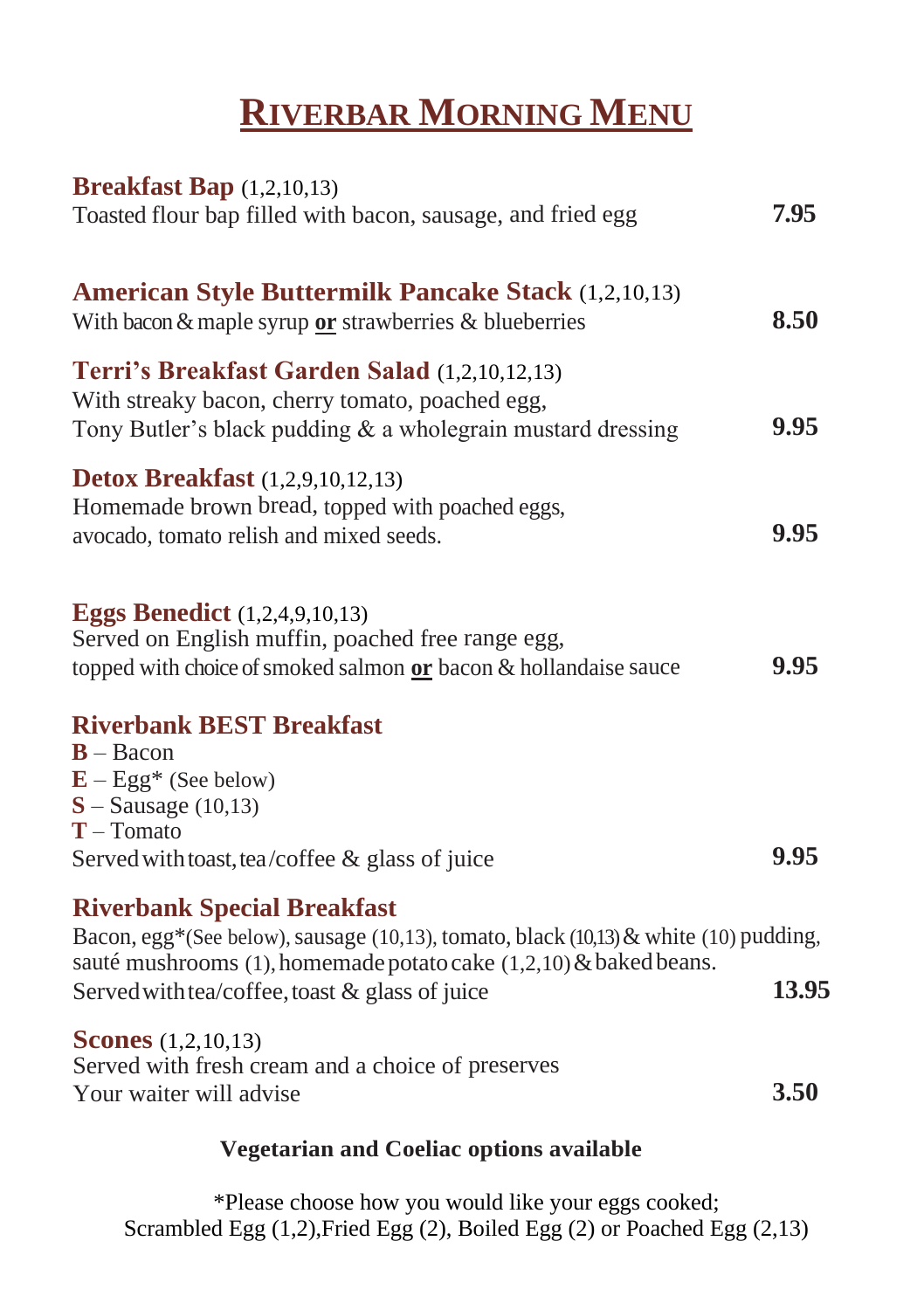# RIVERBAR MORNING MENU

**Breakfast Bap** (1,2,10,13)
Toasted flour bap filled with bacon, sausage, and fried egg **7.95**

**American Style Buttermilk Pancake Stack** (1,2,10,13)
With bacon & maple syrup **or** strawberries & blueberries **8.50**

**Terri's Breakfast Garden Salad** (1,2,10,12,13)
With streaky bacon, cherry tomato, poached egg,
Tony Butler's black pudding & a wholegrain mustard dressing **9.95**

**Detox Breakfast** (1,2,9,10,12,13)
Homemade brown bread, topped with poached eggs,
avocado, tomato relish and mixed seeds. **9.95**

**Eggs Benedict** (1,2,4,9,10,13)
Served on English muffin, poached free range egg,
topped with choice of smoked salmon **or** bacon & hollandaise sauce **9.95**

**Riverbank BEST Breakfast**
**B** – Bacon
**E** – Egg* (See below)
**S** – Sausage (10,13)
**T** – Tomato
Served with toast, tea/coffee & glass of juice **9.95**

**Riverbank Special Breakfast**
Bacon, egg*(See below), sausage (10,13), tomato, black (10,13) & white (10) pudding,
sauté mushrooms (1), homemade potato cake (1,2,10) & baked beans.
Served with tea/coffee, toast & glass of juice **13.95**

**Scones** (1,2,10,13)
Served with fresh cream and a choice of preserves
Your waiter will advise **3.50**

**Vegetarian and Coeliac options available**

*Please choose how you would like your eggs cooked;
Scrambled Egg (1,2), Fried Egg (2), Boiled Egg (2) or Poached Egg (2,13)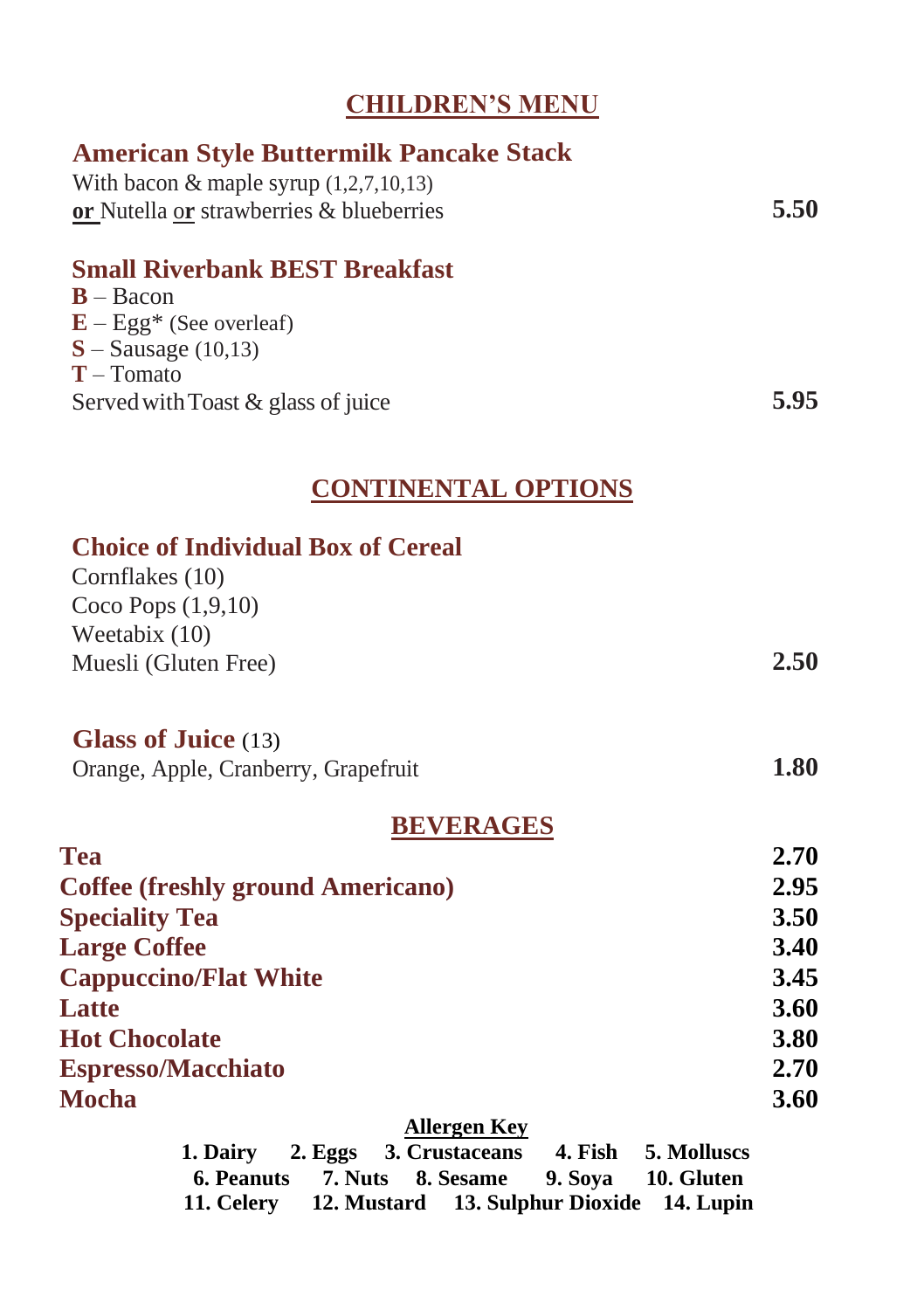## CHILDREN'S MENU

### American Style Buttermilk Pancake Stack

With bacon & maple syrup (1,2,7,10,13)
**or** Nutella **or** strawberries & blueberries **5.50**

### Small Riverbank BEST Breakfast

**B** – Bacon
**E** – Egg* (See overleaf)
**S** – Sausage (10,13)
**T** – Tomato
Served with Toast & glass of juice **5.95**

## CONTINENTAL OPTIONS

### Choice of Individual Box of Cereal

Cornflakes (10)
Coco Pops (1,9,10)
Weetabix (10)
Muesli (Gluten Free) **2.50**

### Glass of Juice (13)

Orange, Apple, Cranberry, Grapefruit **1.80**

## BEVERAGES

| | |
|---|---|
| **Tea** | **2.70** |
| **Coffee (freshly ground Americano)** | **2.95** |
| **Speciality Tea** | **3.50** |
| **Large Coffee** | **3.40** |
| **Cappuccino/Flat White** | **3.45** |
| **Latte** | **3.60** |
| **Hot Chocolate** | **3.80** |
| **Espresso/Macchiato** | **2.70** |
| **Mocha** | **3.60** |

**Allergen Key**

**1. Dairy 2. Eggs 3. Crustaceans 4. Fish 5. Molluscs**
**6. Peanuts 7. Nuts 8. Sesame 9. Soya 10. Gluten**
**11. Celery 12. Mustard 13. Sulphur Dioxide 14. Lupin**